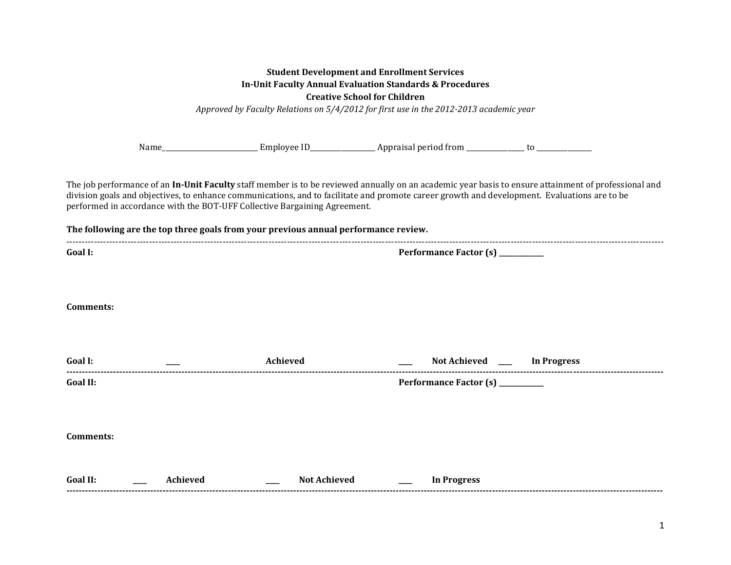**Student Development and Enrollment Services**
**In-Unit Faculty Annual Evaluation Standards & Procedures**
**Creative School for Children**
*Approved by Faculty Relations on 5/4/2012 for first use in the 2012-2013 academic year*

Name__________________________ Employee ID__________________ Appraisal period from ________________ to _______________

The job performance of an **In-Unit Faculty** staff member is to be reviewed annually on an academic year basis to ensure attainment of professional and division goals and objectives, to enhance communications, and to facilitate and promote career growth and development. Evaluations are to be performed in accordance with the BOT-UFF Collective Bargaining Agreement.

**The following are the top three goals from your previous annual performance review.**

---

**Goal I:** **Performance Factor (s) ____________**

**Comments:**

**Goal I:** ____ **Achieved** ____ **Not Achieved** ____ **In Progress**

---

**Goal II:** **Performance Factor (s) ____________**

**Comments:**

**Goal II:** ____ **Achieved** ____ **Not Achieved** ____ **In Progress**

---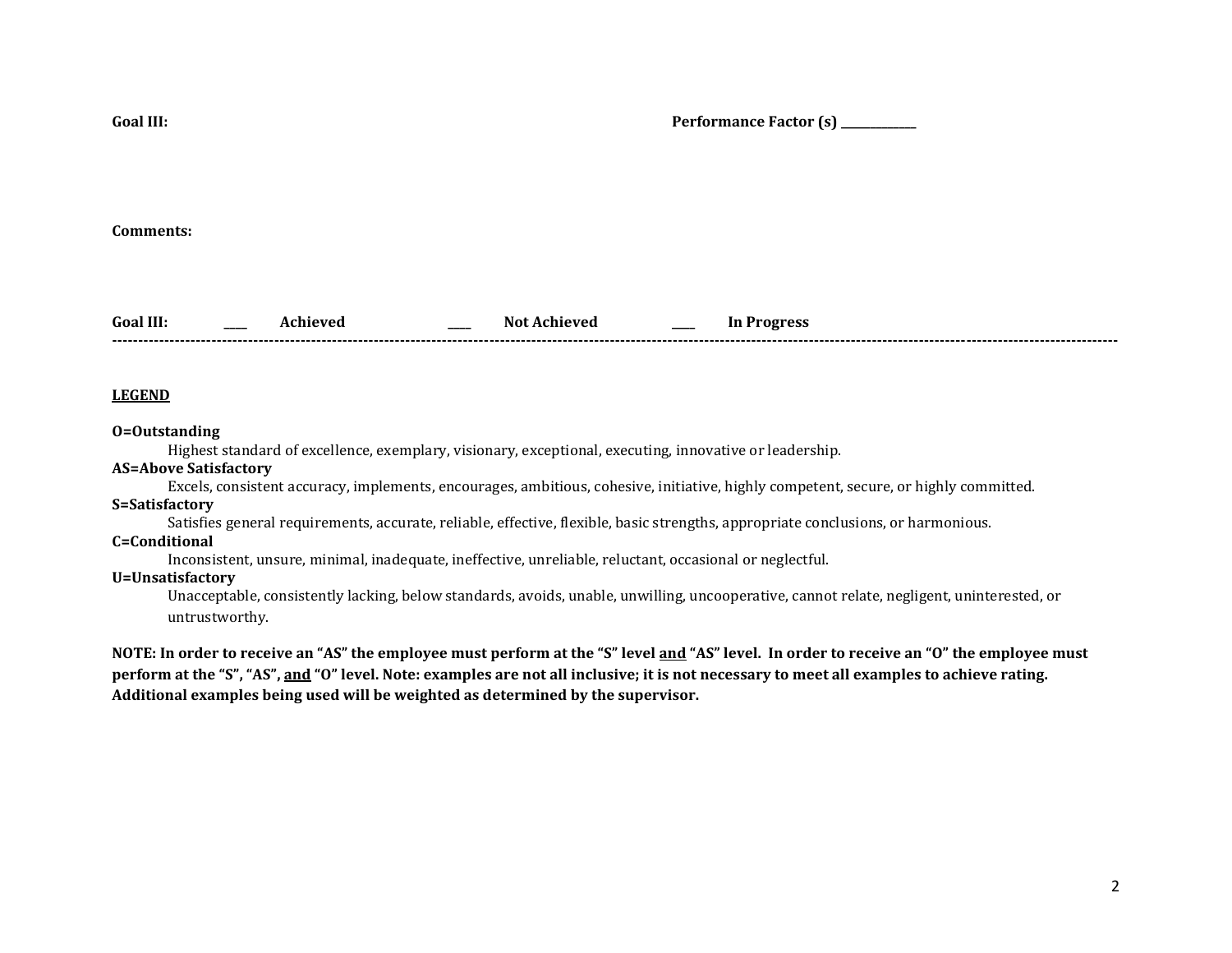**Goal III:** **Performance Factor (s) _____________**

**Comments:**

**Goal III:** ____ **Achieved** ____ **Not Achieved** ____ **In Progress**

---

**LEGEND**

**O=Outstanding**
Highest standard of excellence, exemplary, visionary, exceptional, executing, innovative or leadership.

**AS=Above Satisfactory**
Excels, consistent accuracy, implements, encourages, ambitious, cohesive, initiative, highly competent, secure, or highly committed.

**S=Satisfactory**
Satisfies general requirements, accurate, reliable, effective, flexible, basic strengths, appropriate conclusions, or harmonious.

**C=Conditional**
Inconsistent, unsure, minimal, inadequate, ineffective, unreliable, reluctant, occasional or neglectful.

**U=Unsatisfactory**
Unacceptable, consistently lacking, below standards, avoids, unable, unwilling, uncooperative, cannot relate, negligent, uninterested, or untrustworthy.

**NOTE: In order to receive an "AS" the employee must perform at the "S" level and "AS" level. In order to receive an "O" the employee must perform at the "S", "AS", and "O" level. Note: examples are not all inclusive; it is not necessary to meet all examples to achieve rating. Additional examples being used will be weighted as determined by the supervisor.**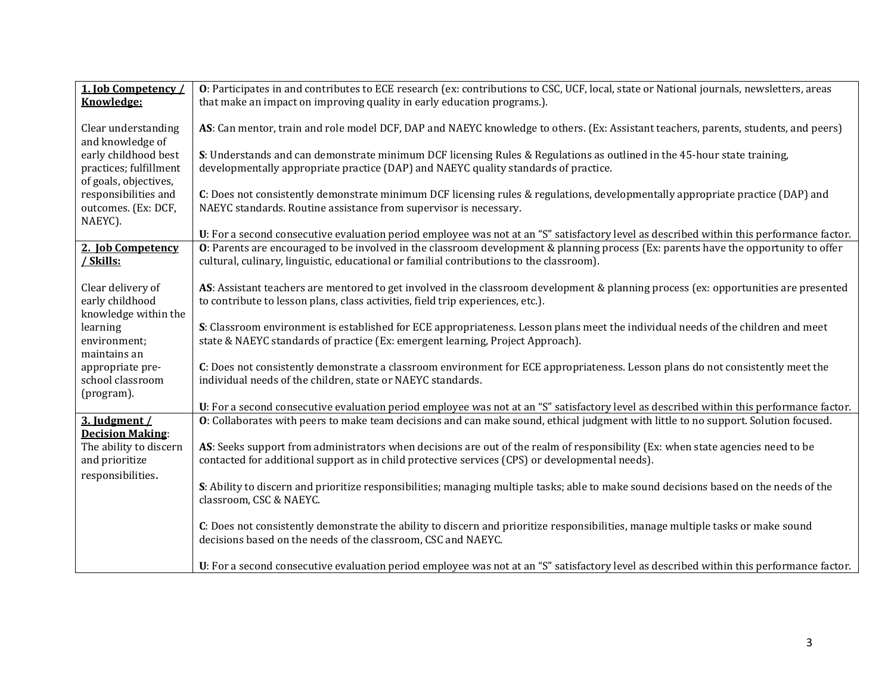| **<u>1. Job Competency / Knowledge:</u>**<br><br>Clear understanding and knowledge of early childhood best practices; fulfillment of goals, objectives, responsibilities and outcomes. (Ex: DCF, NAEYC). | **O**: Participates in and contributes to ECE research (ex: contributions to CSC, UCF, local, state or National journals, newsletters, areas that make an impact on improving quality in early education programs.).<br><br>**AS**: Can mentor, train and role model DCF, DAP and NAEYC knowledge to others. (Ex: Assistant teachers, parents, students, and peers)<br><br>**S**: Understands and can demonstrate minimum DCF licensing Rules & Regulations as outlined in the 45-hour state training, developmentally appropriate practice (DAP) and NAEYC quality standards of practice.<br><br>**C**: Does not consistently demonstrate minimum DCF licensing rules & regulations, developmentally appropriate practice (DAP) and NAEYC standards. Routine assistance from supervisor is necessary.<br><br>**U**: For a second consecutive evaluation period employee was not at an "S" satisfactory level as described within this performance factor. |
|---|---|
| **<u>2. Job Competency / Skills:</u>**<br><br>Clear delivery of early childhood knowledge within the learning environment; maintains an appropriate pre-school classroom (program). | **O**: Parents are encouraged to be involved in the classroom development & planning process (Ex: parents have the opportunity to offer cultural, culinary, linguistic, educational or familial contributions to the classroom).<br><br>**AS**: Assistant teachers are mentored to get involved in the classroom development & planning process (ex: opportunities are presented to contribute to lesson plans, class activities, field trip experiences, etc.).<br><br>**S**: Classroom environment is established for ECE appropriateness. Lesson plans meet the individual needs of the children and meet state & NAEYC standards of practice (Ex: emergent learning, Project Approach).<br><br>**C**: Does not consistently demonstrate a classroom environment for ECE appropriateness. Lesson plans do not consistently meet the individual needs of the children, state or NAEYC standards.<br><br>**U**: For a second consecutive evaluation period employee was not at an "S" satisfactory level as described within this performance factor. |
| **<u>3. Judgment / Decision Making</u>**:<br>The ability to discern and prioritize responsibilities. | **O**: Collaborates with peers to make team decisions and can make sound, ethical judgment with little to no support. Solution focused.<br><br>**AS**: Seeks support from administrators when decisions are out of the realm of responsibility (Ex: when state agencies need to be contacted for additional support as in child protective services (CPS) or developmental needs).<br><br>**S**: Ability to discern and prioritize responsibilities; managing multiple tasks; able to make sound decisions based on the needs of the classroom, CSC & NAEYC.<br><br>**C**: Does not consistently demonstrate the ability to discern and prioritize responsibilities, manage multiple tasks or make sound decisions based on the needs of the classroom, CSC and NAEYC.<br><br>**U**: For a second consecutive evaluation period employee was not at an "S" satisfactory level as described within this performance factor. |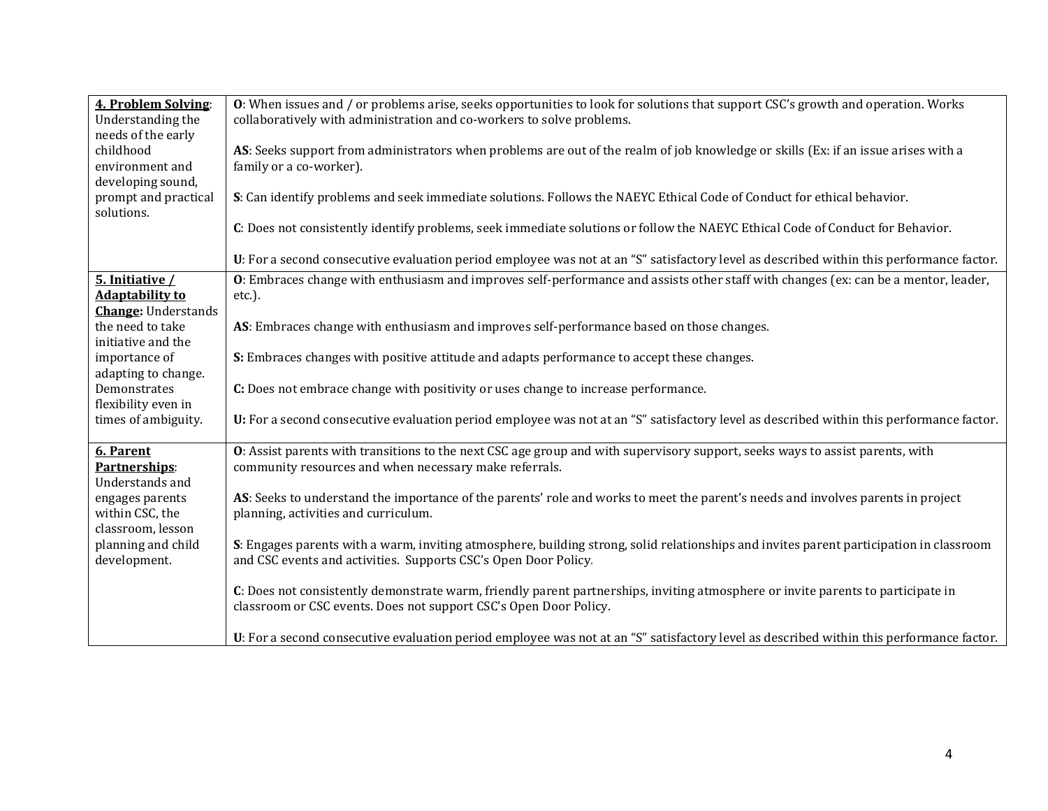| | |
|---|---|
| **4. Problem Solving**: Understanding the needs of the early childhood environment and developing sound, prompt and practical solutions. | **O**: When issues and / or problems arise, seeks opportunities to look for solutions that support CSC's growth and operation. Works collaboratively with administration and co-workers to solve problems.<br><br>**AS**: Seeks support from administrators when problems are out of the realm of job knowledge or skills (Ex: if an issue arises with a family or a co-worker).<br><br>**S**: Can identify problems and seek immediate solutions. Follows the NAEYC Ethical Code of Conduct for ethical behavior.<br><br>**C**: Does not consistently identify problems, seek immediate solutions or follow the NAEYC Ethical Code of Conduct for Behavior.<br><br>**U**: For a second consecutive evaluation period employee was not at an "S" satisfactory level as described within this performance factor. |
| **5. Initiative / Adaptability to Change:** Understands the need to take initiative and the importance of adapting to change. Demonstrates flexibility even in times of ambiguity. | **O**: Embraces change with enthusiasm and improves self-performance and assists other staff with changes (ex: can be a mentor, leader, etc.).<br><br>**AS**: Embraces change with enthusiasm and improves self-performance based on those changes.<br><br>**S:** Embraces changes with positive attitude and adapts performance to accept these changes.<br><br>**C:** Does not embrace change with positivity or uses change to increase performance.<br><br>**U:** For a second consecutive evaluation period employee was not at an "S" satisfactory level as described within this performance factor. |
| **6. Parent Partnerships**: Understands and engages parents within CSC, the classroom, lesson planning and child development. | **O**: Assist parents with transitions to the next CSC age group and with supervisory support, seeks ways to assist parents, with community resources and when necessary make referrals.<br><br>**AS**: Seeks to understand the importance of the parents' role and works to meet the parent's needs and involves parents in project planning, activities and curriculum.<br><br>**S**: Engages parents with a warm, inviting atmosphere, building strong, solid relationships and invites parent participation in classroom and CSC events and activities. Supports CSC's Open Door Policy.<br><br>**C**: Does not consistently demonstrate warm, friendly parent partnerships, inviting atmosphere or invite parents to participate in classroom or CSC events. Does not support CSC's Open Door Policy.<br><br>**U**: For a second consecutive evaluation period employee was not at an "S" satisfactory level as described within this performance factor. |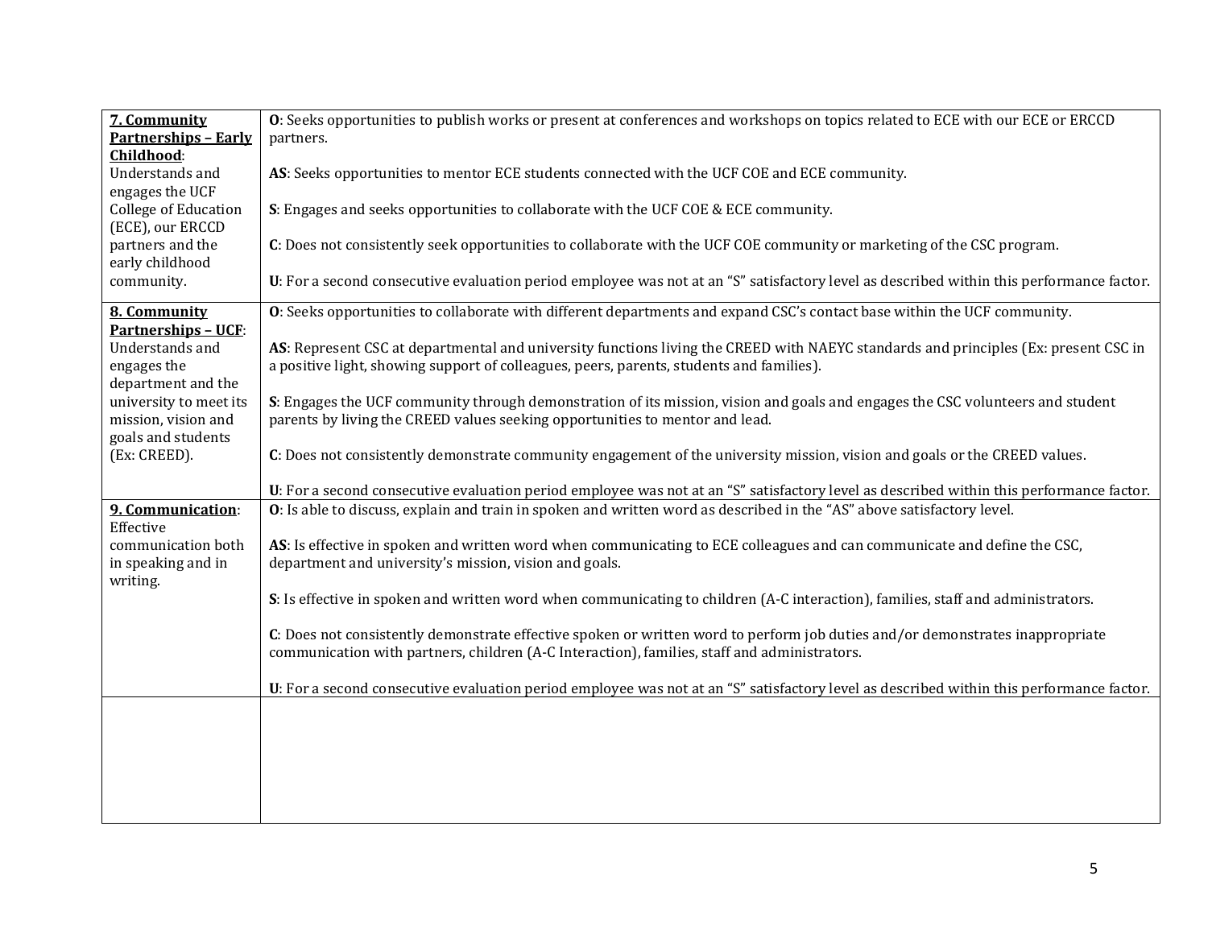| | |
|---|---|
| **7. Community Partnerships – Early Childhood**: Understands and engages the UCF College of Education (ECE), our ERCCD partners and the early childhood community. | **O**: Seeks opportunities to publish works or present at conferences and workshops on topics related to ECE with our ECE or ERCCD partners.<br><br>**AS**: Seeks opportunities to mentor ECE students connected with the UCF COE and ECE community.<br><br>**S**: Engages and seeks opportunities to collaborate with the UCF COE & ECE community.<br><br>**C**: Does not consistently seek opportunities to collaborate with the UCF COE community or marketing of the CSC program.<br><br>**U**: For a second consecutive evaluation period employee was not at an "S" satisfactory level as described within this performance factor. |
| **8. Community Partnerships – UCF**: Understands and engages the department and the university to meet its mission, vision and goals and students (Ex: CREED). | **O**: Seeks opportunities to collaborate with different departments and expand CSC's contact base within the UCF community.<br><br>**AS**: Represent CSC at departmental and university functions living the CREED with NAEYC standards and principles (Ex: present CSC in a positive light, showing support of colleagues, peers, parents, students and families).<br><br>**S**: Engages the UCF community through demonstration of its mission, vision and goals and engages the CSC volunteers and student parents by living the CREED values seeking opportunities to mentor and lead.<br><br>**C**: Does not consistently demonstrate community engagement of the university mission, vision and goals or the CREED values.<br><br>**U**: For a second consecutive evaluation period employee was not at an "S" satisfactory level as described within this performance factor. |
| **9. Communication**: Effective communication both in speaking and in writing. | **O**: Is able to discuss, explain and train in spoken and written word as described in the "AS" above satisfactory level.<br><br>**AS**: Is effective in spoken and written word when communicating to ECE colleagues and can communicate and define the CSC, department and university's mission, vision and goals.<br><br>**S**: Is effective in spoken and written word when communicating to children (A-C interaction), families, staff and administrators.<br><br>**C**: Does not consistently demonstrate effective spoken or written word to perform job duties and/or demonstrates inappropriate communication with partners, children (A-C Interaction), families, staff and administrators.<br><br>**U**: For a second consecutive evaluation period employee was not at an "S" satisfactory level as described within this performance factor. |
| | |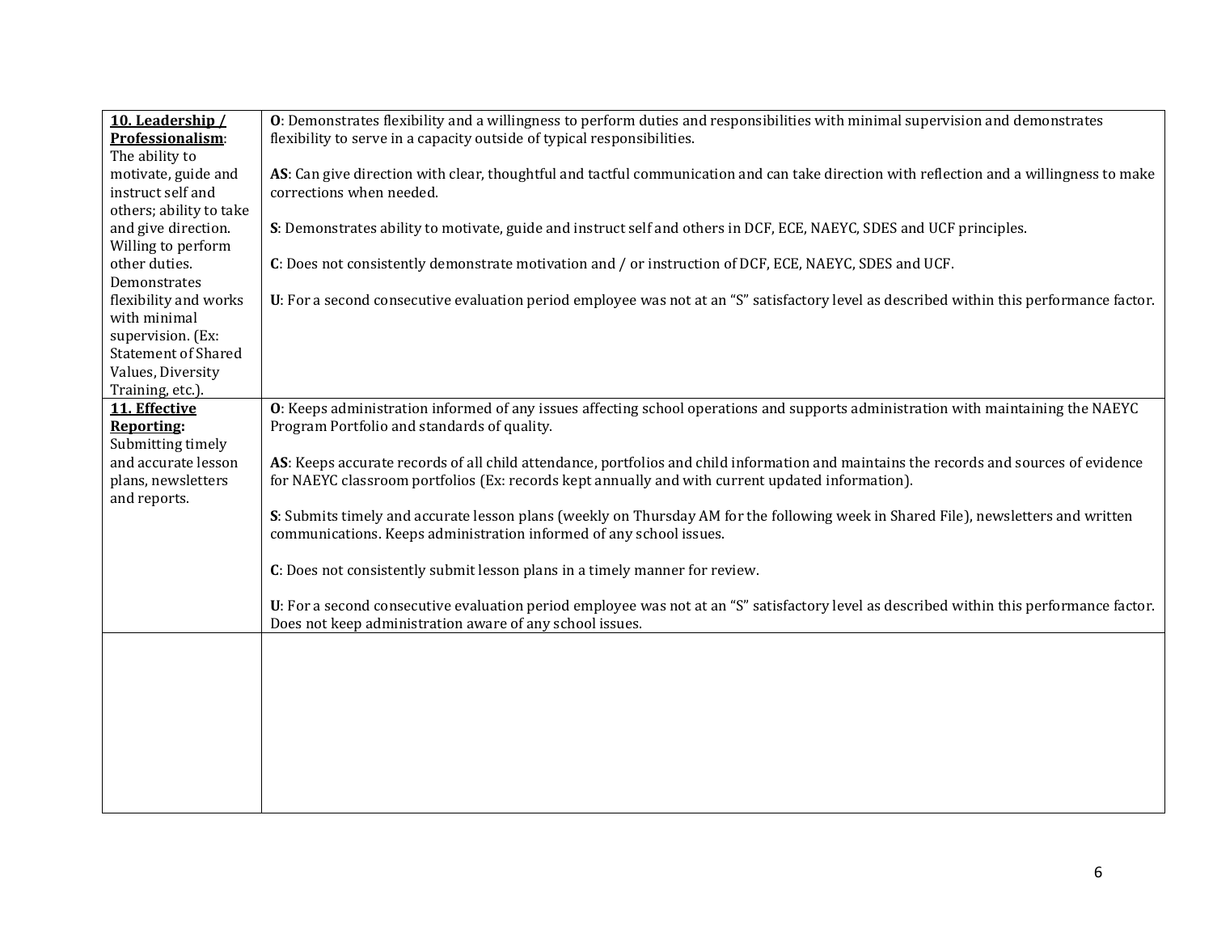| | |
|---|---|
| **10. Leadership / Professionalism**: The ability to motivate, guide and instruct self and others; ability to take and give direction. Willing to perform other duties. Demonstrates flexibility and works with minimal supervision. (Ex: Statement of Shared Values, Diversity Training, etc.). | **O**: Demonstrates flexibility and a willingness to perform duties and responsibilities with minimal supervision and demonstrates flexibility to serve in a capacity outside of typical responsibilities.<br><br>**AS**: Can give direction with clear, thoughtful and tactful communication and can take direction with reflection and a willingness to make corrections when needed.<br><br>**S**: Demonstrates ability to motivate, guide and instruct self and others in DCF, ECE, NAEYC, SDES and UCF principles.<br><br>**C**: Does not consistently demonstrate motivation and / or instruction of DCF, ECE, NAEYC, SDES and UCF.<br><br>**U**: For a second consecutive evaluation period employee was not at an "S" satisfactory level as described within this performance factor. |
| **11. Effective Reporting:** Submitting timely and accurate lesson plans, newsletters and reports. | **O**: Keeps administration informed of any issues affecting school operations and supports administration with maintaining the NAEYC Program Portfolio and standards of quality.<br><br>**AS**: Keeps accurate records of all child attendance, portfolios and child information and maintains the records and sources of evidence for NAEYC classroom portfolios (Ex: records kept annually and with current updated information).<br><br>**S**: Submits timely and accurate lesson plans (weekly on Thursday AM for the following week in Shared File), newsletters and written communications. Keeps administration informed of any school issues.<br><br>**C**: Does not consistently submit lesson plans in a timely manner for review.<br><br>**U**: For a second consecutive evaluation period employee was not at an "S" satisfactory level as described within this performance factor. Does not keep administration aware of any school issues. |
| | |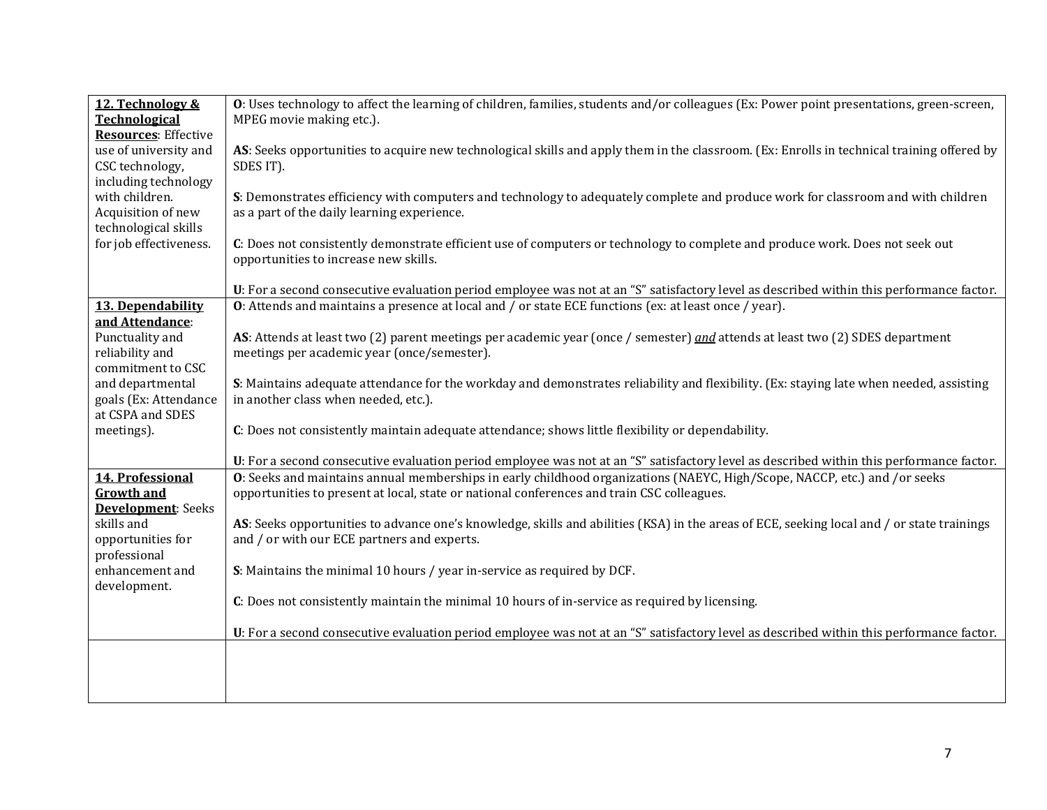| | |
|---|---|
| **12. Technology & Technological Resources**: Effective use of university and CSC technology, including technology with children. Acquisition of new technological skills for job effectiveness. | **O**: Uses technology to affect the learning of children, families, students and/or colleagues (Ex: Power point presentations, green-screen, MPEG movie making etc.).<br><br>**AS**: Seeks opportunities to acquire new technological skills and apply them in the classroom. (Ex: Enrolls in technical training offered by SDES IT).<br><br>**S**: Demonstrates efficiency with computers and technology to adequately complete and produce work for classroom and with children as a part of the daily learning experience.<br><br>**C**: Does not consistently demonstrate efficient use of computers or technology to complete and produce work. Does not seek out opportunities to increase new skills.<br><br>**U**: For a second consecutive evaluation period employee was not at an "S" satisfactory level as described within this performance factor. |
| **13. Dependability and Attendance**: Punctuality and reliability and commitment to CSC and departmental goals (Ex: Attendance at CSPA and SDES meetings). | **O**: Attends and maintains a presence at local and / or state ECE functions (ex: at least once / year).<br><br>**AS**: Attends at least two (2) parent meetings per academic year (once / semester) ***and*** attends at least two (2) SDES department meetings per academic year (once/semester).<br><br>**S**: Maintains adequate attendance for the workday and demonstrates reliability and flexibility. (Ex: staying late when needed, assisting in another class when needed, etc.).<br><br>**C**: Does not consistently maintain adequate attendance; shows little flexibility or dependability.<br><br>**U**: For a second consecutive evaluation period employee was not at an "S" satisfactory level as described within this performance factor. |
| **14. Professional Growth and Development**: Seeks skills and opportunities for professional enhancement and development. | **O**: Seeks and maintains annual memberships in early childhood organizations (NAEYC, High/Scope, NACCP, etc.) and /or seeks opportunities to present at local, state or national conferences and train CSC colleagues.<br><br>**AS**: Seeks opportunities to advance one's knowledge, skills and abilities (KSA) in the areas of ECE, seeking local and / or state trainings and / or with our ECE partners and experts.<br><br>**S**: Maintains the minimal 10 hours / year in-service as required by DCF.<br><br>**C**: Does not consistently maintain the minimal 10 hours of in-service as required by licensing.<br><br>**U**: For a second consecutive evaluation period employee was not at an "S" satisfactory level as described within this performance factor. |
| | |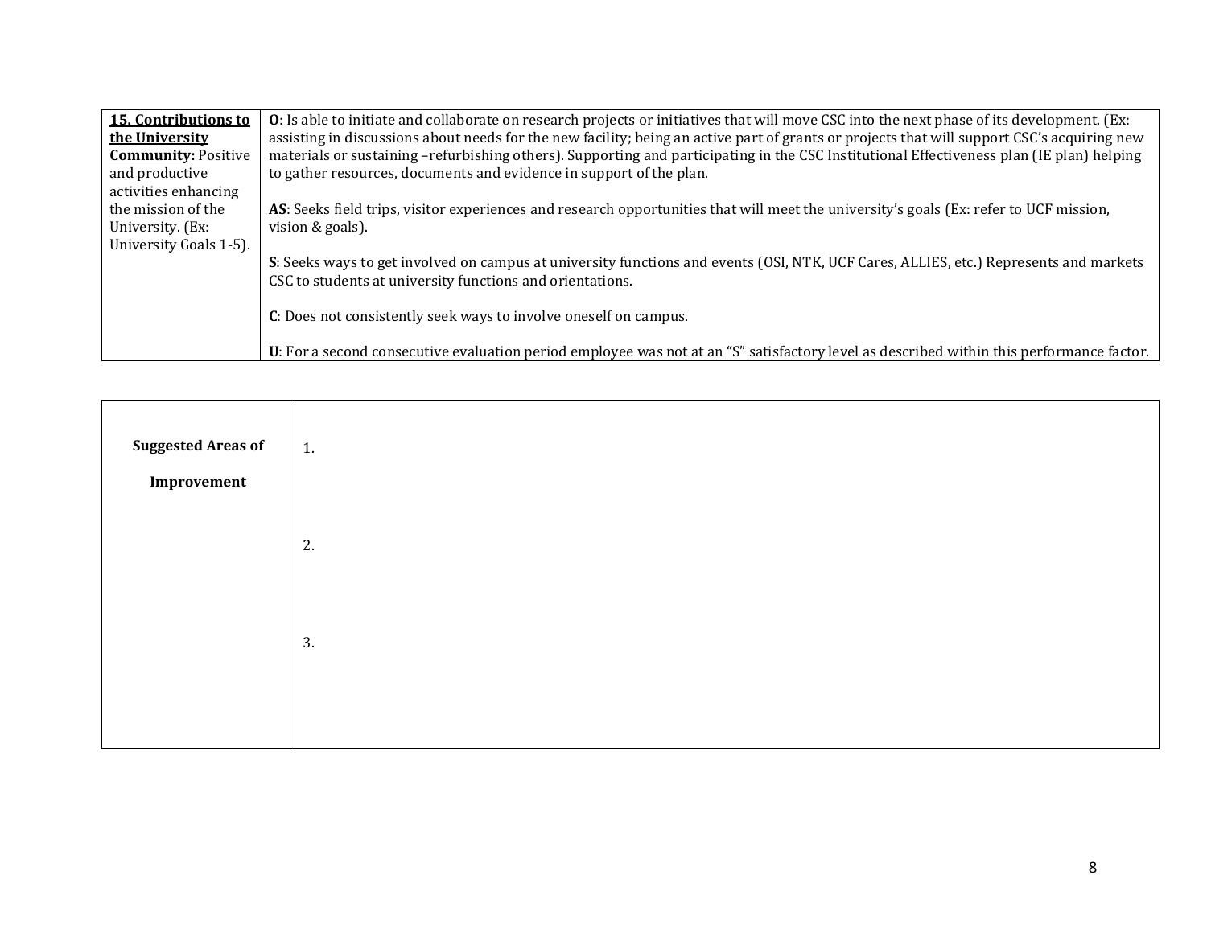| **15. Contributions to the University Community:** Positive and productive activities enhancing the mission of the University. (Ex: University Goals 1-5). | **O**: Is able to initiate and collaborate on research projects or initiatives that will move CSC into the next phase of its development. (Ex: assisting in discussions about needs for the new facility; being an active part of grants or projects that will support CSC's acquiring new materials or sustaining –refurbishing others). Supporting and participating in the CSC Institutional Effectiveness plan (IE plan) helping to gather resources, documents and evidence in support of the plan.<br><br>**AS**: Seeks field trips, visitor experiences and research opportunities that will meet the university's goals (Ex: refer to UCF mission, vision & goals).<br><br>**S**: Seeks ways to get involved on campus at university functions and events (OSI, NTK, UCF Cares, ALLIES, etc.) Represents and markets CSC to students at university functions and orientations.<br><br>**C**: Does not consistently seek ways to involve oneself on campus.<br><br>**U**: For a second consecutive evaluation period employee was not at an "S" satisfactory level as described within this performance factor. |
|---|---|

| **Suggested Areas of Improvement** | 1.<br><br>2.<br><br>3. |
|---|---|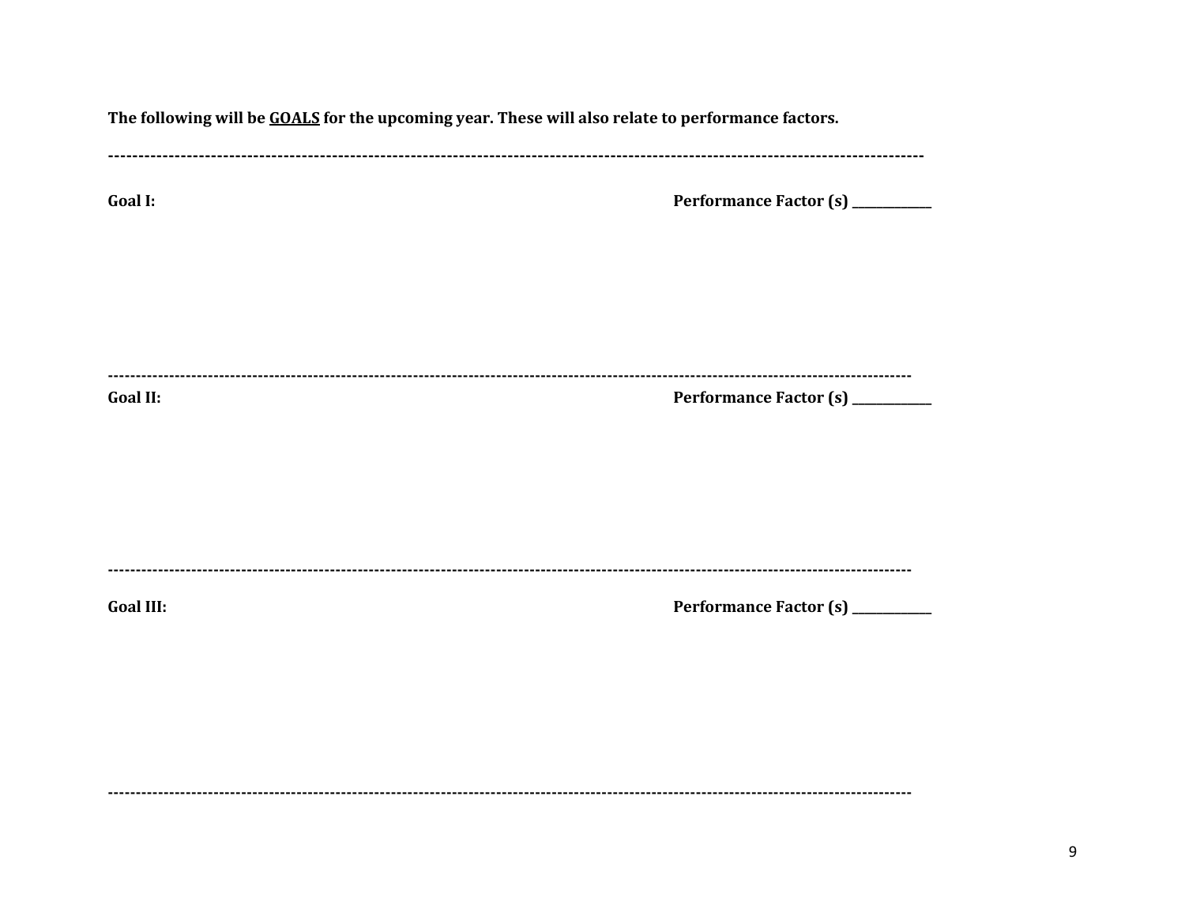**The following will be <u>GOALS</u> for the upcoming year. These will also relate to performance factors.**

---

**Goal I:** **Performance Factor (s) ____________**

---

**Goal II:** **Performance Factor (s) ____________**

---

**Goal III:** **Performance Factor (s) ____________**

---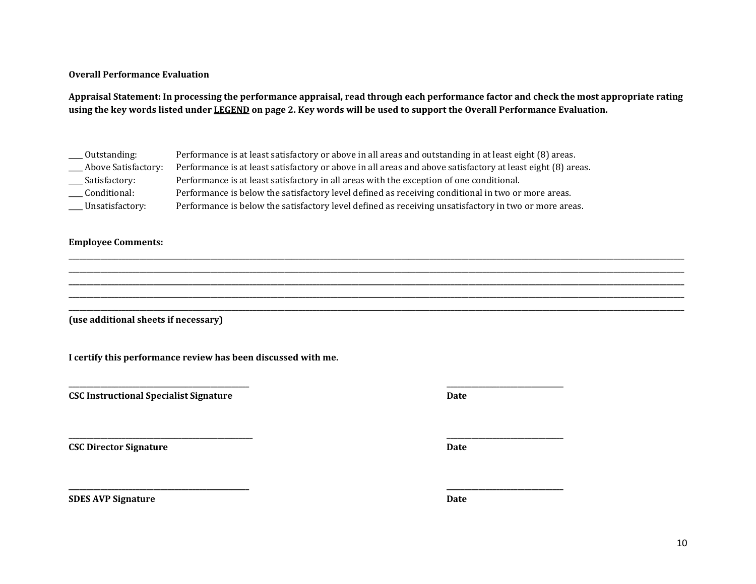**Overall Performance Evaluation**

**Appraisal Statement: In processing the performance appraisal, read through each performance factor and check the most appropriate rating using the key words listed under <u>LEGEND</u> on page 2. Key words will be used to support the Overall Performance Evaluation.**

____ Outstanding: Performance is at least satisfactory or above in all areas and outstanding in at least eight (8) areas.
____ Above Satisfactory: Performance is at least satisfactory or above in all areas and above satisfactory at least eight (8) areas.
____ Satisfactory: Performance is at least satisfactory in all areas with the exception of one conditional.
____ Conditional: Performance is below the satisfactory level defined as receiving conditional in two or more areas.
____ Unsatisfactory: Performance is below the satisfactory level defined as receiving unsatisfactory in two or more areas.

**Employee Comments:**

________________________________________________________________________________
________________________________________________________________________________
________________________________________________________________________________
________________________________________________________________________________
________________________________________________________________________________

**(use additional sheets if necessary)**

**I certify this performance review has been discussed with me.**

______________________________ ______________________
**CSC Instructional Specialist Signature** **Date**

______________________________ ______________________
**CSC Director Signature** **Date**

______________________________ ______________________
**SDES AVP Signature** **Date**